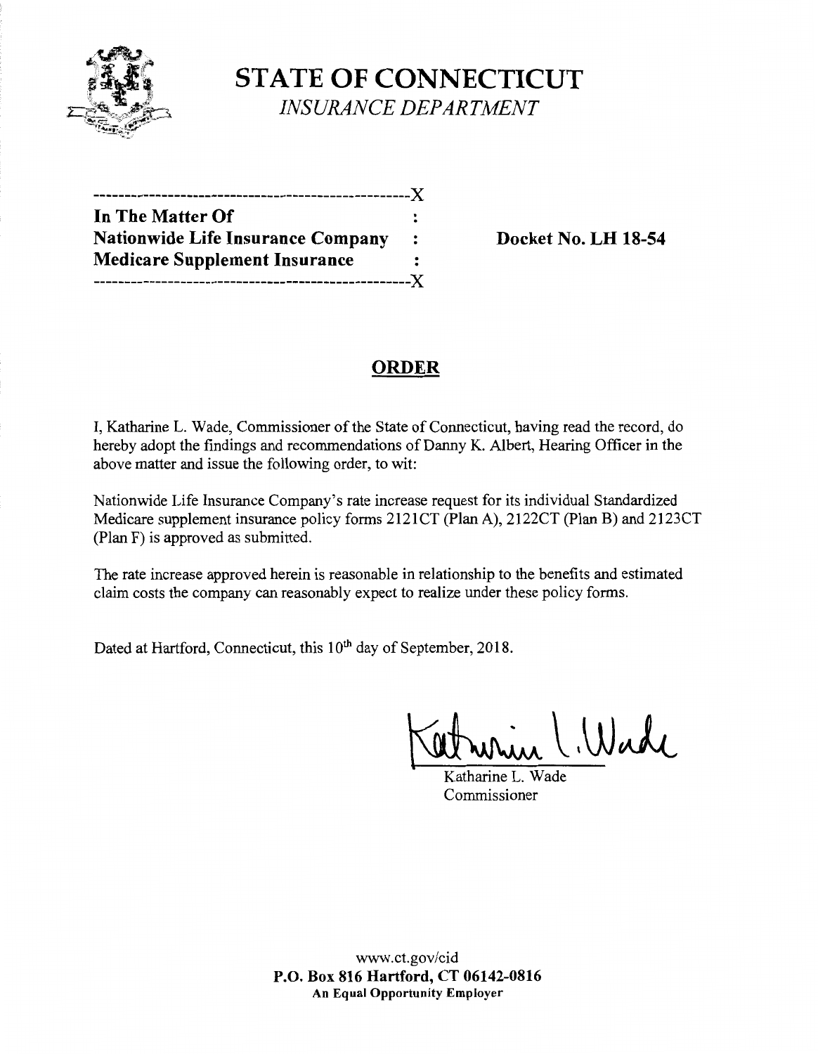# STATE OF CONNECTICUT

*INSURANCE DEPARTMENT*

---------------------------------------------------X

**In The Matter Of** :

**Nationwide Life Insurance Company** : **Docket No. LH 18-54**

**Medicare Supplement Insurance** :

---------------------------------------------------X

## ORDER

I, Katharine L. Wade, Commissioner of the State of Connecticut, having read the record, do hereby adopt the findings and recommendations of Danny K. Albert, Hearing Officer in the above matter and issue the following order, to wit:

Nationwide Life Insurance Company's rate increase request for its individual Standardized Medicare supplement insurance policy forms 2121CT (Plan A), 2122CT (Plan B) and 2123CT (Plan F) is approved as submitted.

The rate increase approved herein is reasonable in relationship to the benefits and estimated claim costs the company can reasonably expect to realize under these policy forms.

Dated at Hartford, Connecticut, this 10th day of September, 2018.

Katharine L. Wade

Commissioner

www.ct.gov/cid

**P.O. Box 816 Hartford, CT 06142-0816**

**An Equal Opportunity Employer**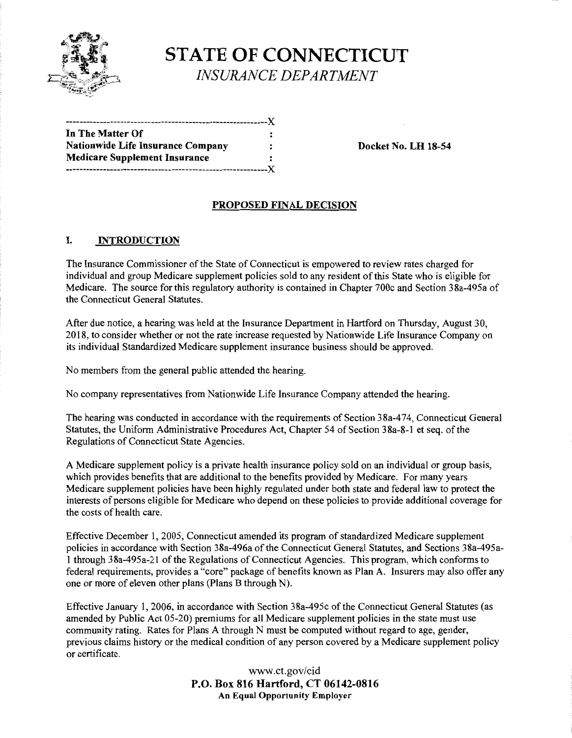# STATE OF CONNECTICUT

*INSURANCE DEPARTMENT*

```
-----------------------------------------------------------X
In The Matter Of                                  :
Nationwide Life Insurance Company                 :        Docket No. LH 18-54
Medicare Supplement Insurance                     :
-----------------------------------------------------------X
```

## PROPOSED FINAL DECISION

## I. INTRODUCTION

The Insurance Commissioner of the State of Connecticut is empowered to review rates charged for individual and group Medicare supplement policies sold to any resident of this State who is eligible for Medicare. The source for this regulatory authority is contained in Chapter 700c and Section 38a-495a of the Connecticut General Statutes.

After due notice, a hearing was held at the Insurance Department in Hartford on Thursday, August 30, 2018, to consider whether or not the rate increase requested by Nationwide Life Insurance Company on its individual Standardized Medicare supplement insurance business should be approved.

No members from the general public attended the hearing.

No company representatives from Nationwide Life Insurance Company attended the hearing.

The hearing was conducted in accordance with the requirements of Section 38a-474, Connecticut General Statutes, the Uniform Administrative Procedures Act, Chapter 54 of Section 38a-8-1 et seq. of the Regulations of Connecticut State Agencies.

A Medicare supplement policy is a private health insurance policy sold on an individual or group basis, which provides benefits that are additional to the benefits provided by Medicare. For many years Medicare supplement policies have been highly regulated under both state and federal law to protect the interests of persons eligible for Medicare who depend on these policies to provide additional coverage for the costs of health care.

Effective December 1, 2005, Connecticut amended its program of standardized Medicare supplement policies in accordance with Section 38a-496a of the Connecticut General Statutes, and Sections 38a-495a-1 through 38a-495a-21 of the Regulations of Connecticut Agencies. This program, which conforms to federal requirements, provides a "core" package of benefits known as Plan A. Insurers may also offer any one or more of eleven other plans (Plans B through N).

Effective January 1, 2006, in accordance with Section 38a-495c of the Connecticut General Statutes (as amended by Public Act 05-20) premiums for all Medicare supplement policies in the state must use community rating. Rates for Plans A through N must be computed without regard to age, gender, previous claims history or the medical condition of any person covered by a Medicare supplement policy or certificate.

www.ct.gov/cid
**P.O. Box 816 Hartford, CT 06142-0816**
**An Equal Opportunity Employer**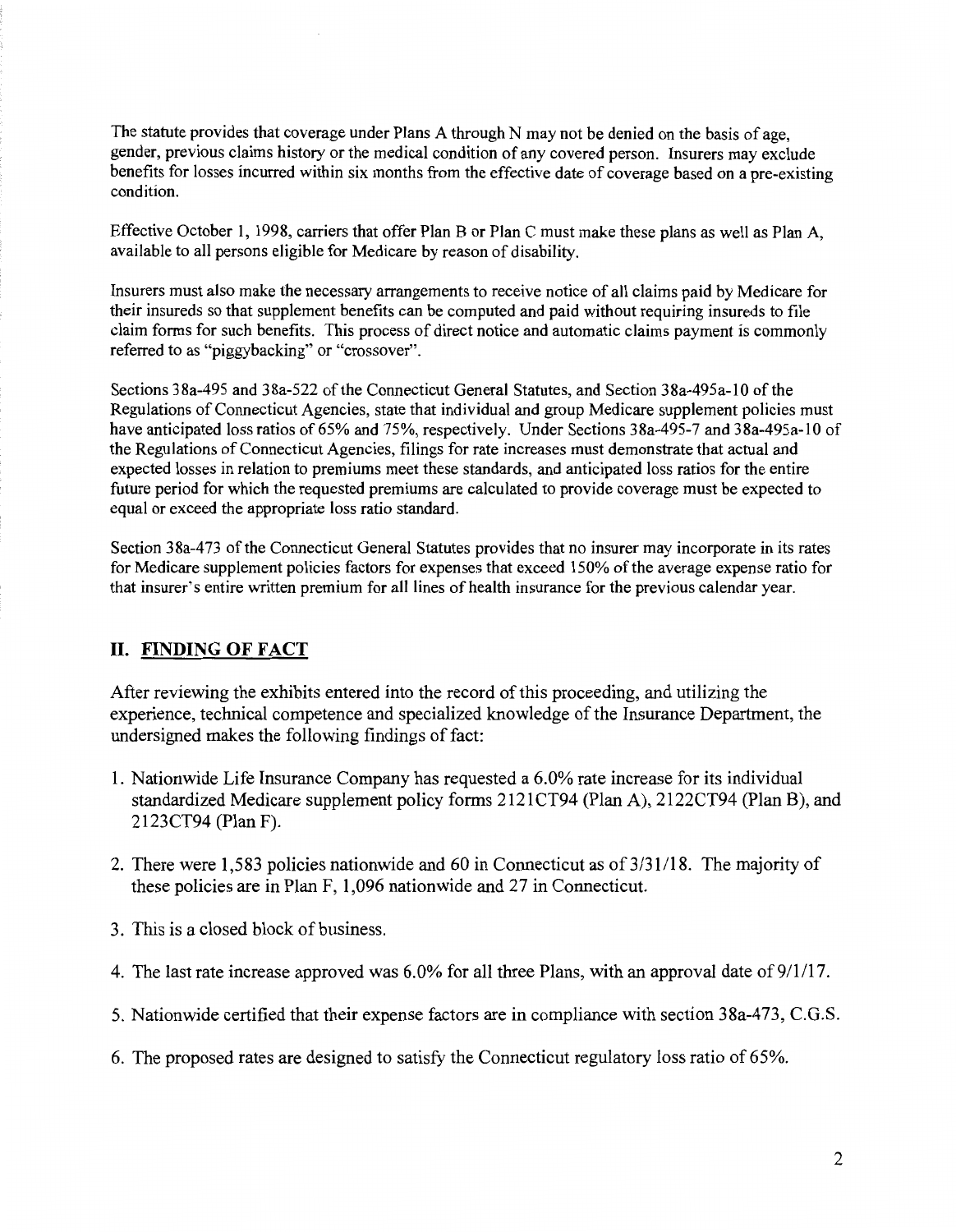The statute provides that coverage under Plans A through N may not be denied on the basis of age, gender, previous claims history or the medical condition of any covered person. Insurers may exclude benefits for losses incurred within six months from the effective date of coverage based on a pre-existing condition.

Effective October 1, 1998, carriers that offer Plan B or Plan C must make these plans as well as Plan A, available to all persons eligible for Medicare by reason of disability.

Insurers must also make the necessary arrangements to receive notice of all claims paid by Medicare for their insureds so that supplement benefits can be computed and paid without requiring insureds to file claim forms for such benefits. This process of direct notice and automatic claims payment is commonly referred to as "piggybacking" or "crossover".

Sections 38a-495 and 38a-522 of the Connecticut General Statutes, and Section 38a-495a-10 of the Regulations of Connecticut Agencies, state that individual and group Medicare supplement policies must have anticipated loss ratios of 65% and 75%, respectively. Under Sections 38a-495-7 and 38a-495a-10 of the Regulations of Connecticut Agencies, filings for rate increases must demonstrate that actual and expected losses in relation to premiums meet these standards, and anticipated loss ratios for the entire future period for which the requested premiums are calculated to provide coverage must be expected to equal or exceed the appropriate loss ratio standard.

Section 38a-473 of the Connecticut General Statutes provides that no insurer may incorporate in its rates for Medicare supplement policies factors for expenses that exceed 150% of the average expense ratio for that insurer's entire written premium for all lines of health insurance for the previous calendar year.

## II. FINDING OF FACT

After reviewing the exhibits entered into the record of this proceeding, and utilizing the experience, technical competence and specialized knowledge of the Insurance Department, the undersigned makes the following findings of fact:

1. Nationwide Life Insurance Company has requested a 6.0% rate increase for its individual standardized Medicare supplement policy forms 2121CT94 (Plan A), 2122CT94 (Plan B), and 2123CT94 (Plan F).
2. There were 1,583 policies nationwide and 60 in Connecticut as of 3/31/18. The majority of these policies are in Plan F, 1,096 nationwide and 27 in Connecticut.
3. This is a closed block of business.
4. The last rate increase approved was 6.0% for all three Plans, with an approval date of 9/1/17.
5. Nationwide certified that their expense factors are in compliance with section 38a-473, C.G.S.
6. The proposed rates are designed to satisfy the Connecticut regulatory loss ratio of 65%.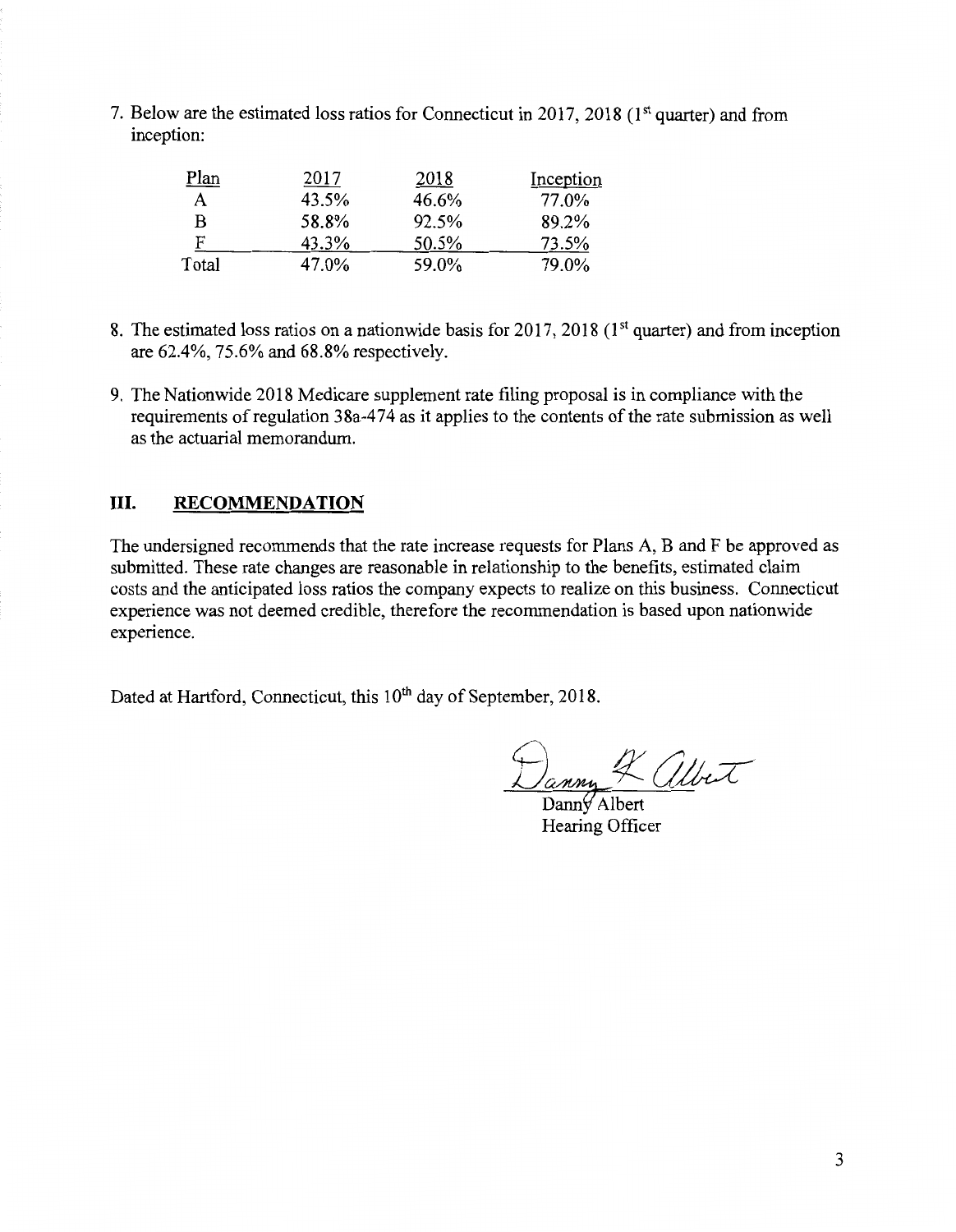7. Below are the estimated loss ratios for Connecticut in 2017, 2018 (1st quarter) and from inception:

| Plan | 2017 | 2018 | Inception |
|---|---|---|---|
| A | 43.5% | 46.6% | 77.0% |
| B | 58.8% | 92.5% | 89.2% |
| F | 43.3% | 50.5% | 73.5% |
| Total | 47.0% | 59.0% | 79.0% |

8. The estimated loss ratios on a nationwide basis for 2017, 2018 (1st quarter) and from inception are 62.4%, 75.6% and 68.8% respectively.

9. The Nationwide 2018 Medicare supplement rate filing proposal is in compliance with the requirements of regulation 38a-474 as it applies to the contents of the rate submission as well as the actuarial memorandum.

## III. RECOMMENDATION

The undersigned recommends that the rate increase requests for Plans A, B and F be approved as submitted. These rate changes are reasonable in relationship to the benefits, estimated claim costs and the anticipated loss ratios the company expects to realize on this business. Connecticut experience was not deemed credible, therefore the recommendation is based upon nationwide experience.

Dated at Hartford, Connecticut, this 10th day of September, 2018.

Danny K Albert

Danny Albert
Hearing Officer